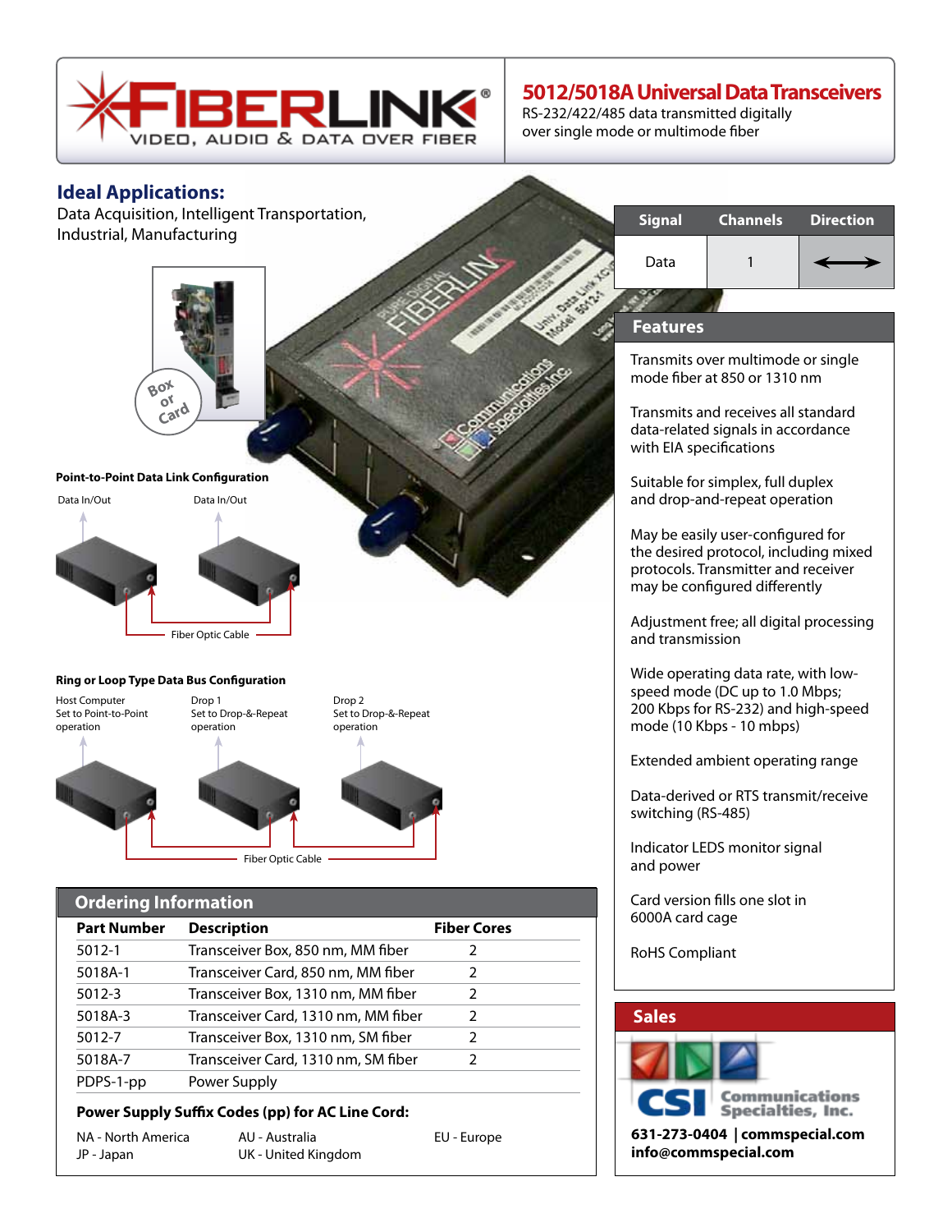# 5012/5018A Universal Data Transceivers

RS-232/422/485 data transmitted digitally over single mode or multimode fiber

## Ideal Applications:

Data Acquisition, Intelligent Transportation, Industrial, Manufacturing

Box or Card

**Point-to-Point Data Link Configuration**

Data In/Out — Data In/Out

Fiber Optic Cable

**Ring or Loop Type Data Bus Configuration**

Host Computer Set to Point-to-Point operation — Drop 1 Set to Drop-&-Repeat operation — Drop 2 Set to Drop-&-Repeat operation

Fiber Optic Cable

| Signal | Channels | Direction |
|---|---|---|
| Data | 1 | ⟷ |

## Features

- Transmits over multimode or single mode fiber at 850 or 1310 nm
- Transmits and receives all standard data-related signals in accordance with EIA specifications
- Suitable for simplex, full duplex and drop-and-repeat operation
- May be easily user-configured for the desired protocol, including mixed protocols. Transmitter and receiver may be configured differently
- Adjustment free; all digital processing and transmission
- Wide operating data rate, with low-speed mode (DC up to 1.0 Mbps; 200 Kbps for RS-232) and high-speed mode (10 Kbps - 10 mbps)
- Extended ambient operating range
- Data-derived or RTS transmit/receive switching (RS-485)
- Indicator LEDS monitor signal and power
- Card version fills one slot in 6000A card cage
- RoHS Compliant

## Ordering Information

| Part Number | Description | Fiber Cores |
|---|---|---|
| 5012-1 | Transceiver Box, 850 nm, MM fiber | 2 |
| 5018A-1 | Transceiver Card, 850 nm, MM fiber | 2 |
| 5012-3 | Transceiver Box, 1310 nm, MM fiber | 2 |
| 5018A-3 | Transceiver Card, 1310 nm, MM fiber | 2 |
| 5012-7 | Transceiver Box, 1310 nm, SM fiber | 2 |
| 5018A-7 | Transceiver Card, 1310 nm, SM fiber | 2 |
| PDPS-1-pp | Power Supply | |

**Power Supply Suffix Codes (pp) for AC Line Cord:**

NA - North America
JP - Japan
AU - Australia
UK - United Kingdom
EU - Europe

## Sales

CSI Communications Specialties, Inc.

**631-273-0404 | commspecial.com**
**info@commspecial.com**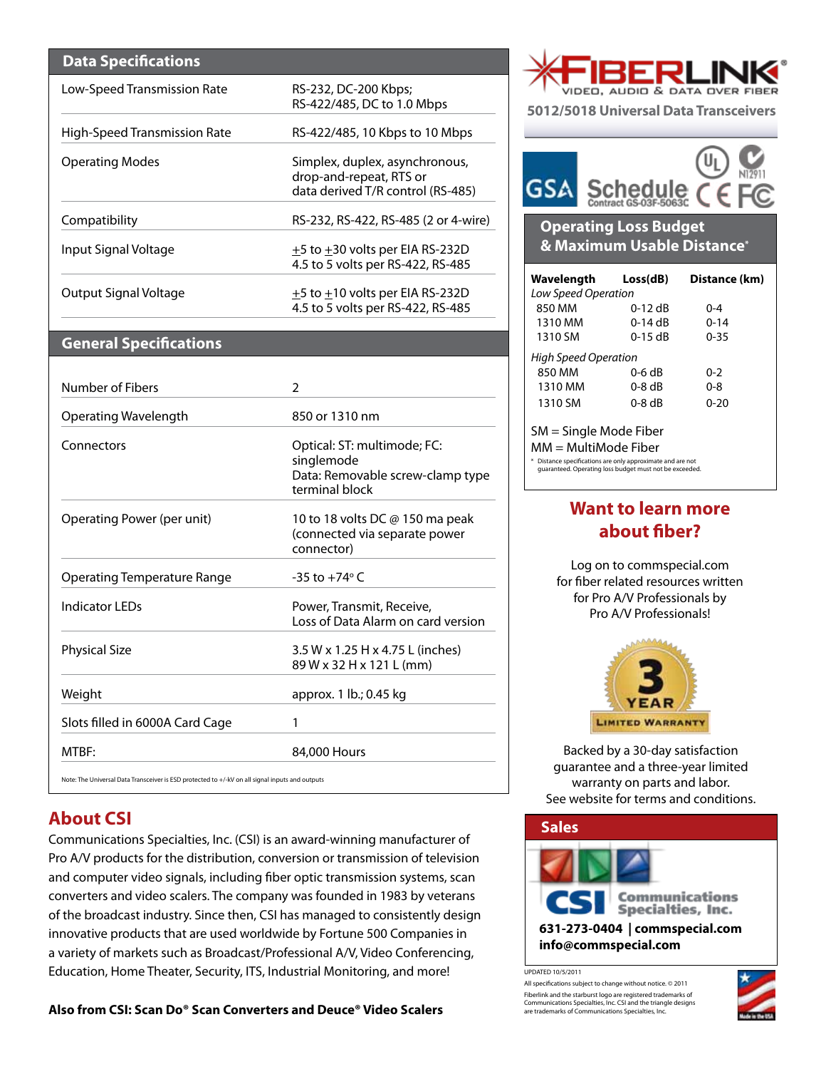## Data Specifications

| | |
|---|---|
| Low-Speed Transmission Rate | RS-232, DC-200 Kbps; RS-422/485, DC to 1.0 Mbps |
| High-Speed Transmission Rate | RS-422/485, 10 Kbps to 10 Mbps |
| Operating Modes | Simplex, duplex, asynchronous, drop-and-repeat, RTS or data derived T/R control (RS-485) |
| Compatibility | RS-232, RS-422, RS-485 (2 or 4-wire) |
| Input Signal Voltage | ±5 to ±30 volts per EIA RS-232D<br>4.5 to 5 volts per RS-422, RS-485 |
| Output Signal Voltage | ±5 to ±10 volts per EIA RS-232D<br>4.5 to 5 volts per RS-422, RS-485 |

## General Specifications

| | |
|---|---|
| Number of Fibers | 2 |
| Operating Wavelength | 850 or 1310 nm |
| Connectors | Optical: ST: multimode; FC: singlemode<br>Data: Removable screw-clamp type terminal block |
| Operating Power (per unit) | 10 to 18 volts DC @ 150 ma peak (connected via separate power connector) |
| Operating Temperature Range | -35 to +74° C |
| Indicator LEDs | Power, Transmit, Receive, Loss of Data Alarm on card version |
| Physical Size | 3.5 W x 1.25 H x 4.75 L (inches)<br>89 W x 32 H x 121 L (mm) |
| Weight | approx. 1 lb.; 0.45 kg |
| Slots filled in 6000A Card Cage | 1 |
| MTBF: | 84,000 Hours |

Note: The Universal Data Transceiver is ESD protected to +/-kV on all signal inputs and outputs

## About CSI

Communications Specialties, Inc. (CSI) is an award-winning manufacturer of Pro A/V products for the distribution, conversion or transmission of television and computer video signals, including fiber optic transmission systems, scan converters and video scalers. The company was founded in 1983 by veterans of the broadcast industry. Since then, CSI has managed to consistently design innovative products that are used worldwide by Fortune 500 Companies in a variety of markets such as Broadcast/Professional A/V, Video Conferencing, Education, Home Theater, Security, ITS, Industrial Monitoring, and more!

**Also from CSI: Scan Do® Scan Converters and Deuce® Video Scalers**

FIBERLINK®
VIDEO, AUDIO & DATA OVER FIBER

**5012/5018 Universal Data Transceivers**

GSA Schedule Contract GS-03F-5063C

## Operating Loss Budget & Maximum Usable Distance*

| Wavelength | Loss(dB) | Distance (km) |
|---|---|---|
| *Low Speed Operation* | | |
| 850 MM | 0-12 dB | 0-4 |
| 1310 MM | 0-14 dB | 0-14 |
| 1310 SM | 0-15 dB | 0-35 |
| *High Speed Operation* | | |
| 850 MM | 0-6 dB | 0-2 |
| 1310 MM | 0-8 dB | 0-8 |
| 1310 SM | 0-8 dB | 0-20 |

SM = Single Mode Fiber
MM = MultiMode Fiber

\* Distance specifications are only approximate and are not guaranteed. Operating loss budget must not be exceeded.

## Want to learn more about fiber?

Log on to commspecial.com for fiber related resources written for Pro A/V Professionals by Pro A/V Professionals!

3 YEAR LIMITED WARRANTY

Backed by a 30-day satisfaction guarantee and a three-year limited warranty on parts and labor. See website for terms and conditions.

## Sales

CSI Communications Specialties, Inc.

**631-273-0404 | commspecial.com**
**info@commspecial.com**

UPDATED 10/5/2011

All specifications subject to change without notice. © 2011

Fiberlink and the starburst logo are registered trademarks of Communications Specialties, Inc. CSI and the triangle designs are trademarks of Communications Specialties, Inc.

Made in the USA